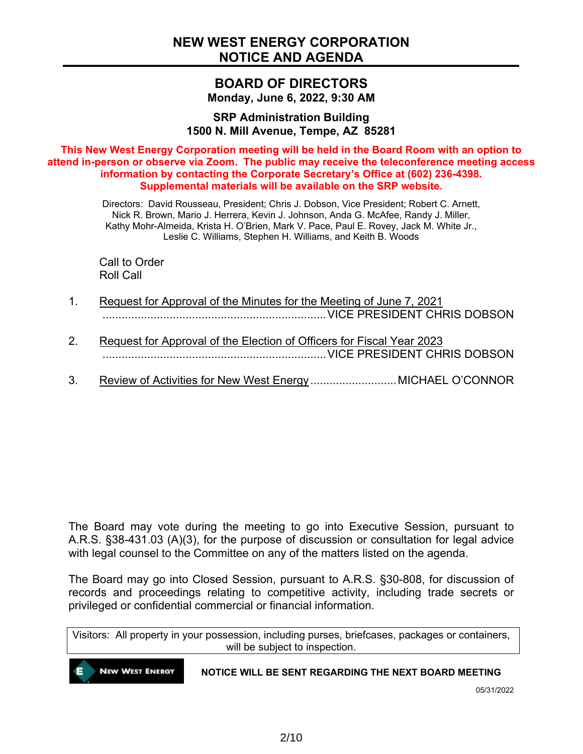# NEW WEST ENERGY CORPORATION
# NOTICE AND AGENDA

## BOARD OF DIRECTORS

**Monday, June 6, 2022, 9:30 AM**

**SRP Administration Building**
**1500 N. Mill Avenue, Tempe, AZ 85281**

**This New West Energy Corporation meeting will be held in the Board Room with an option to attend in-person or observe via Zoom. The public may receive the teleconference meeting access information by contacting the Corporate Secretary's Office at (602) 236-4398. Supplemental materials will be available on the SRP website.**

Directors: David Rousseau, President; Chris J. Dobson, Vice President; Robert C. Arnett, Nick R. Brown, Mario J. Herrera, Kevin J. Johnson, Anda G. McAfee, Randy J. Miller, Kathy Mohr-Almeida, Krista H. O'Brien, Mark V. Pace, Paul E. Rovey, Jack M. White Jr., Leslie C. Williams, Stephen H. Williams, and Keith B. Woods

Call to Order
Roll Call

1. Request for Approval of the Minutes for the Meeting of June 7, 2021 ...................................................................... VICE PRESIDENT CHRIS DOBSON

2. Request for Approval of the Election of Officers for Fiscal Year 2023 ...................................................................... VICE PRESIDENT CHRIS DOBSON

3. Review of Activities for New West Energy ........................... MICHAEL O'CONNOR

The Board may vote during the meeting to go into Executive Session, pursuant to A.R.S. §38-431.03 (A)(3), for the purpose of discussion or consultation for legal advice with legal counsel to the Committee on any of the matters listed on the agenda.

The Board may go into Closed Session, pursuant to A.R.S. §30-808, for discussion of records and proceedings relating to competitive activity, including trade secrets or privileged or confidential commercial or financial information.

Visitors: All property in your possession, including purses, briefcases, packages or containers, will be subject to inspection.

New West Energy

**NOTICE WILL BE SENT REGARDING THE NEXT BOARD MEETING**

05/31/2022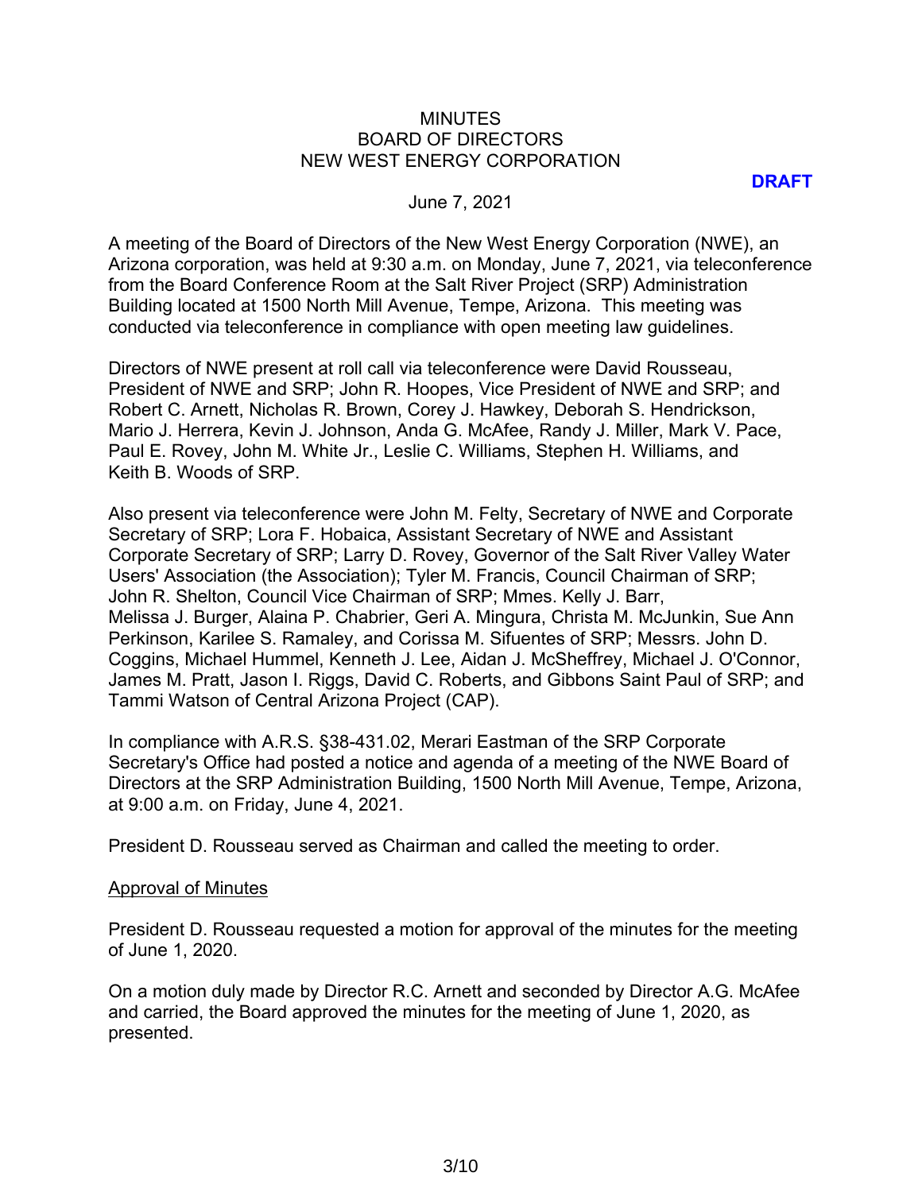MINUTES
BOARD OF DIRECTORS
NEW WEST ENERGY CORPORATION

**DRAFT**

June 7, 2021

A meeting of the Board of Directors of the New West Energy Corporation (NWE), an Arizona corporation, was held at 9:30 a.m. on Monday, June 7, 2021, via teleconference from the Board Conference Room at the Salt River Project (SRP) Administration Building located at 1500 North Mill Avenue, Tempe, Arizona. This meeting was conducted via teleconference in compliance with open meeting law guidelines.

Directors of NWE present at roll call via teleconference were David Rousseau, President of NWE and SRP; John R. Hoopes, Vice President of NWE and SRP; and Robert C. Arnett, Nicholas R. Brown, Corey J. Hawkey, Deborah S. Hendrickson, Mario J. Herrera, Kevin J. Johnson, Anda G. McAfee, Randy J. Miller, Mark V. Pace, Paul E. Rovey, John M. White Jr., Leslie C. Williams, Stephen H. Williams, and Keith B. Woods of SRP.

Also present via teleconference were John M. Felty, Secretary of NWE and Corporate Secretary of SRP; Lora F. Hobaica, Assistant Secretary of NWE and Assistant Corporate Secretary of SRP; Larry D. Rovey, Governor of the Salt River Valley Water Users' Association (the Association); Tyler M. Francis, Council Chairman of SRP; John R. Shelton, Council Vice Chairman of SRP; Mmes. Kelly J. Barr, Melissa J. Burger, Alaina P. Chabrier, Geri A. Mingura, Christa M. McJunkin, Sue Ann Perkinson, Karilee S. Ramaley, and Corissa M. Sifuentes of SRP; Messrs. John D. Coggins, Michael Hummel, Kenneth J. Lee, Aidan J. McSheffrey, Michael J. O'Connor, James M. Pratt, Jason I. Riggs, David C. Roberts, and Gibbons Saint Paul of SRP; and Tammi Watson of Central Arizona Project (CAP).

In compliance with A.R.S. §38-431.02, Merari Eastman of the SRP Corporate Secretary's Office had posted a notice and agenda of a meeting of the NWE Board of Directors at the SRP Administration Building, 1500 North Mill Avenue, Tempe, Arizona, at 9:00 a.m. on Friday, June 4, 2021.

President D. Rousseau served as Chairman and called the meeting to order.

Approval of Minutes

President D. Rousseau requested a motion for approval of the minutes for the meeting of June 1, 2020.

On a motion duly made by Director R.C. Arnett and seconded by Director A.G. McAfee and carried, the Board approved the minutes for the meeting of June 1, 2020, as presented.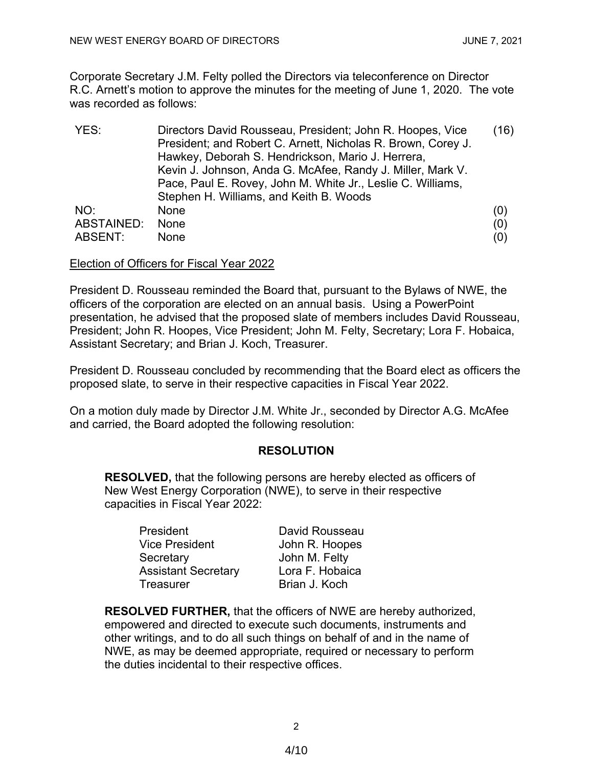Corporate Secretary J.M. Felty polled the Directors via teleconference on Director R.C. Arnett's motion to approve the minutes for the meeting of June 1, 2020. The vote was recorded as follows:

| | | |
|---|---|---|
| YES: | Directors David Rousseau, President; John R. Hoopes, Vice President; and Robert C. Arnett, Nicholas R. Brown, Corey J. Hawkey, Deborah S. Hendrickson, Mario J. Herrera, Kevin J. Johnson, Anda G. McAfee, Randy J. Miller, Mark V. Pace, Paul E. Rovey, John M. White Jr., Leslie C. Williams, Stephen H. Williams, and Keith B. Woods | (16) |
| NO: | None | (0) |
| ABSTAINED: | None | (0) |
| ABSENT: | None | (0) |

<u>Election of Officers for Fiscal Year 2022</u>

President D. Rousseau reminded the Board that, pursuant to the Bylaws of NWE, the officers of the corporation are elected on an annual basis. Using a PowerPoint presentation, he advised that the proposed slate of members includes David Rousseau, President; John R. Hoopes, Vice President; John M. Felty, Secretary; Lora F. Hobaica, Assistant Secretary; and Brian J. Koch, Treasurer.

President D. Rousseau concluded by recommending that the Board elect as officers the proposed slate, to serve in their respective capacities in Fiscal Year 2022.

On a motion duly made by Director J.M. White Jr., seconded by Director A.G. McAfee and carried, the Board adopted the following resolution:

**RESOLUTION**

**RESOLVED,** that the following persons are hereby elected as officers of New West Energy Corporation (NWE), to serve in their respective capacities in Fiscal Year 2022:

| | |
|---|---|
| President | David Rousseau |
| Vice President | John R. Hoopes |
| Secretary | John M. Felty |
| Assistant Secretary | Lora F. Hobaica |
| Treasurer | Brian J. Koch |

**RESOLVED FURTHER,** that the officers of NWE are hereby authorized, empowered and directed to execute such documents, instruments and other writings, and to do all such things on behalf of and in the name of NWE, as may be deemed appropriate, required or necessary to perform the duties incidental to their respective offices.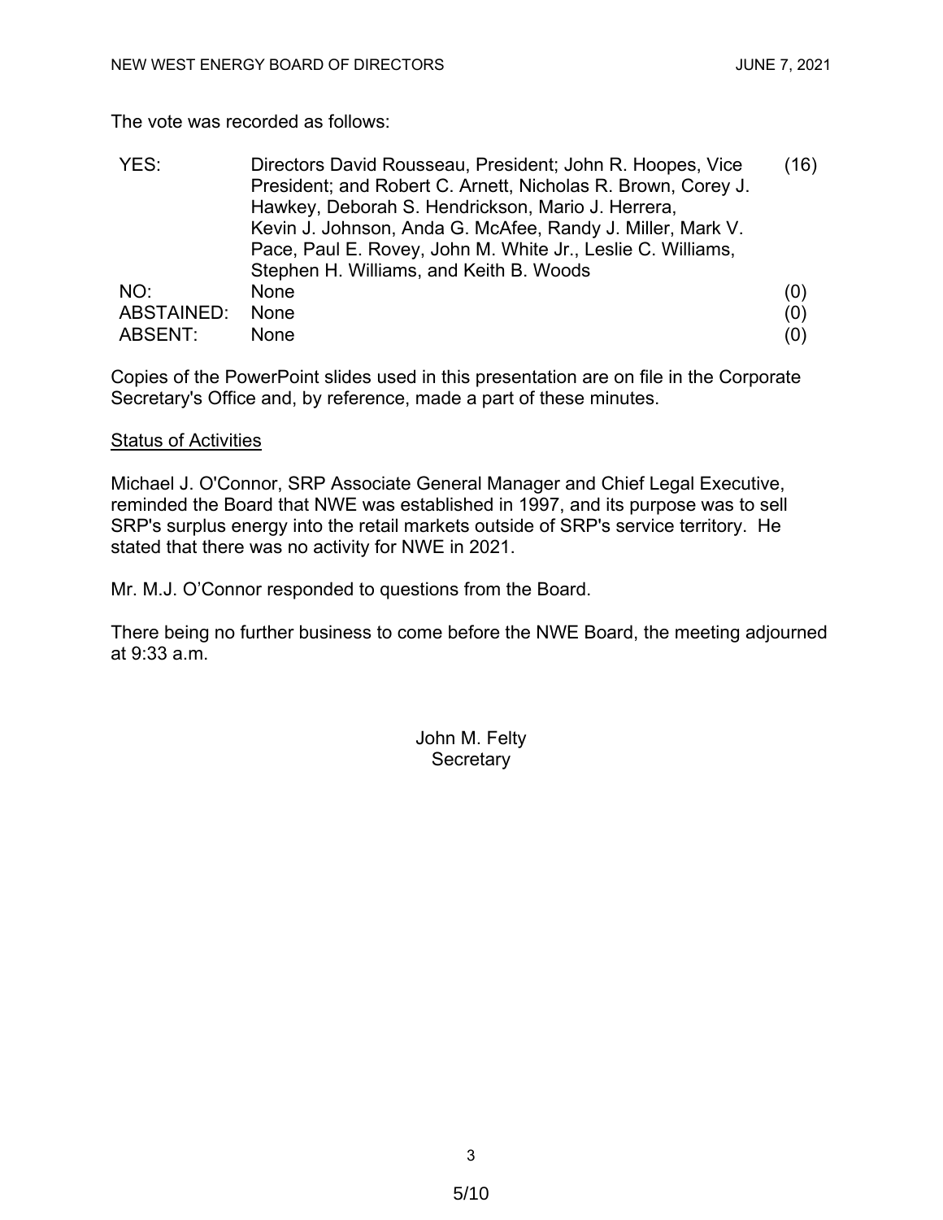The vote was recorded as follows:

| | | |
|---|---|---|
| YES: | Directors David Rousseau, President; John R. Hoopes, Vice President; and Robert C. Arnett, Nicholas R. Brown, Corey J. Hawkey, Deborah S. Hendrickson, Mario J. Herrera, Kevin J. Johnson, Anda G. McAfee, Randy J. Miller, Mark V. Pace, Paul E. Rovey, John M. White Jr., Leslie C. Williams, Stephen H. Williams, and Keith B. Woods | (16) |
| NO: | None | (0) |
| ABSTAINED: | None | (0) |
| ABSENT: | None | (0) |

Copies of the PowerPoint slides used in this presentation are on file in the Corporate Secretary's Office and, by reference, made a part of these minutes.

<u>Status of Activities</u>

Michael J. O'Connor, SRP Associate General Manager and Chief Legal Executive, reminded the Board that NWE was established in 1997, and its purpose was to sell SRP's surplus energy into the retail markets outside of SRP's service territory. He stated that there was no activity for NWE in 2021.

Mr. M.J. O'Connor responded to questions from the Board.

There being no further business to come before the NWE Board, the meeting adjourned at 9:33 a.m.

John M. Felty
Secretary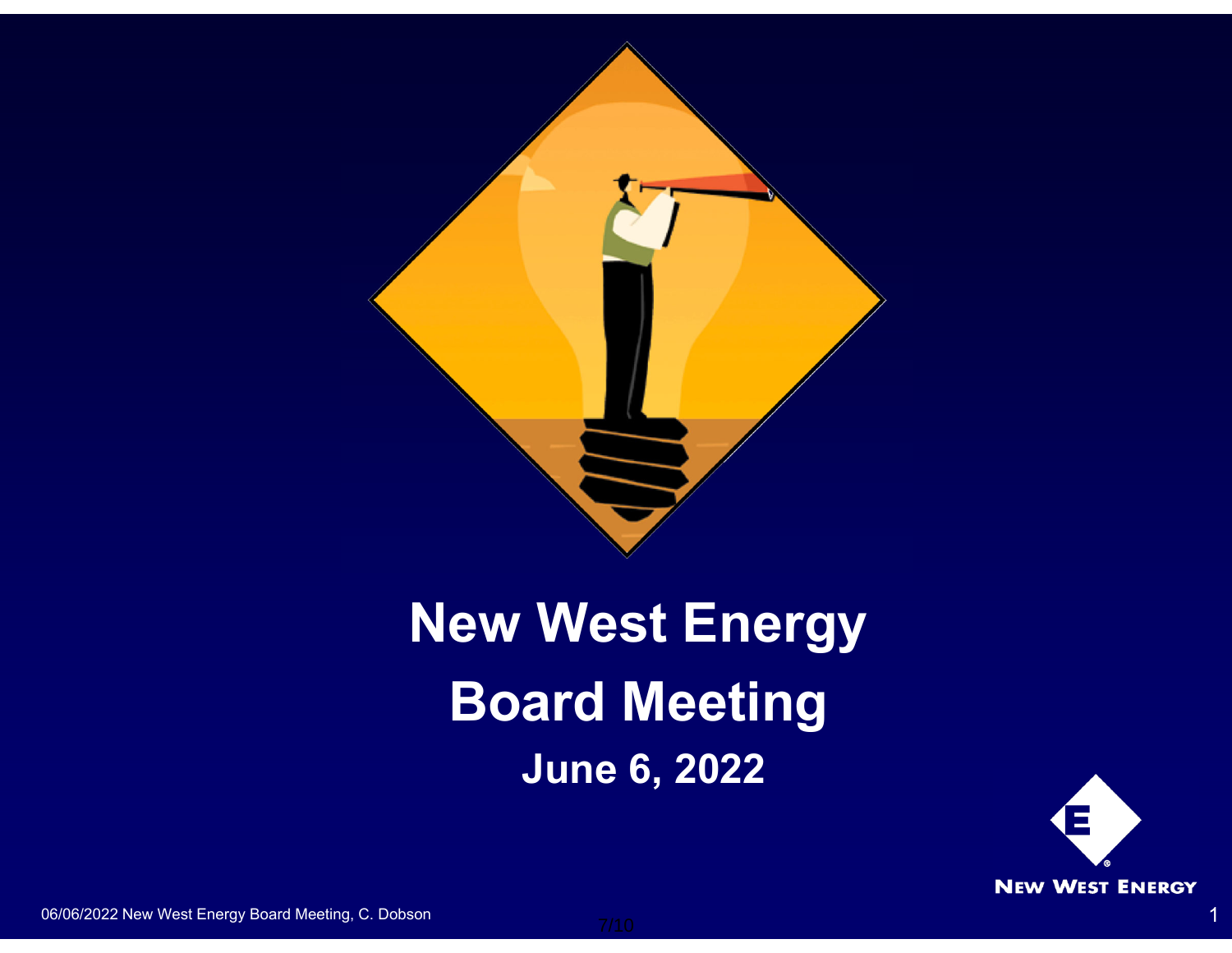# New West Energy

# Board Meeting

## June 6, 2022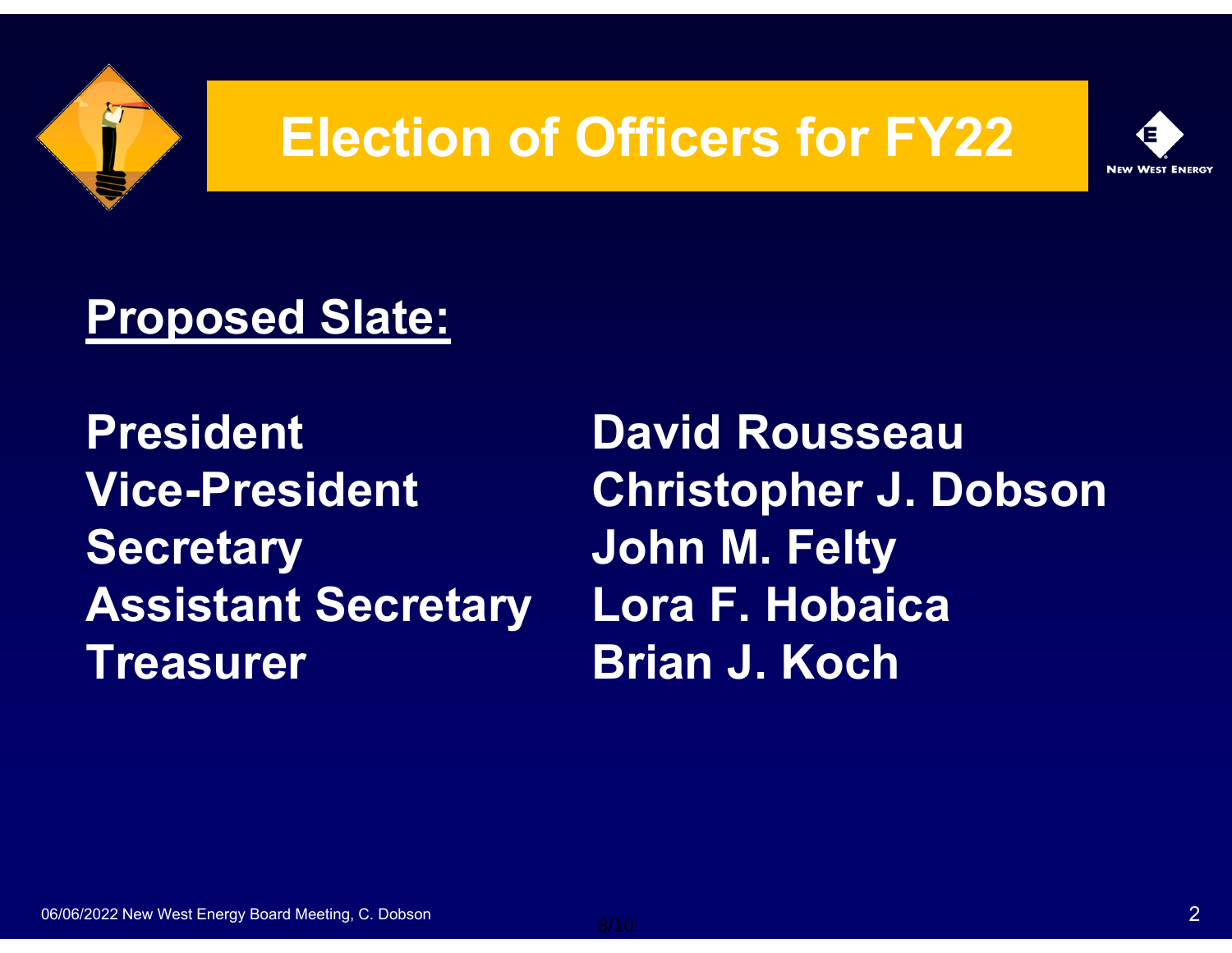# Election of Officers for FY22

New West Energy

## Proposed Slate:

| | |
|---|---|
| President | David Rousseau |
| Vice-President | Christopher J. Dobson |
| Secretary | John M. Felty |
| Assistant Secretary | Lora F. Hobaica |
| Treasurer | Brian J. Koch |

06/06/2022 New West Energy Board Meeting, C. Dobson